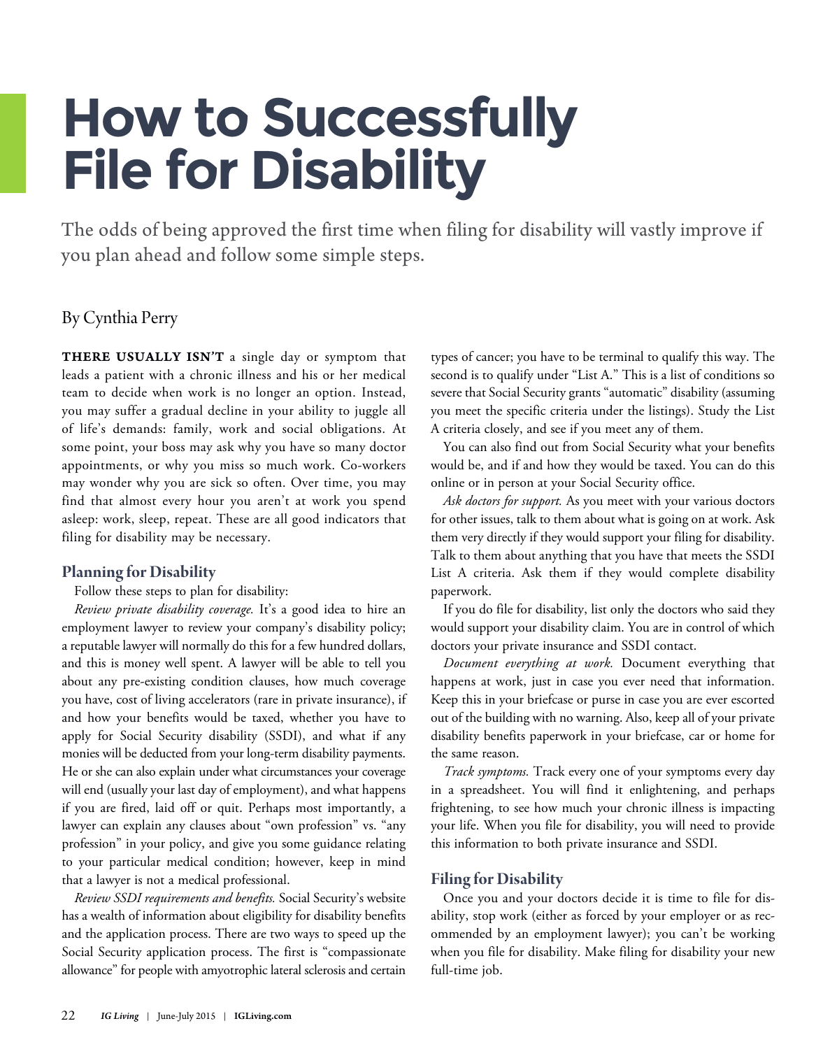# How to Successfully File for Disability

The odds of being approved the first time when filing for disability will vastly improve if you plan ahead and follow some simple steps.

By Cynthia Perry

**THERE USUALLY ISN'T** a single day or symptom that leads a patient with a chronic illness and his or her medical team to decide when work is no longer an option. Instead, you may suffer a gradual decline in your ability to juggle all of life's demands: family, work and social obligations. At some point, your boss may ask why you have so many doctor appointments, or why you miss so much work. Co-workers may wonder why you are sick so often. Over time, you may find that almost every hour you aren't at work you spend asleep: work, sleep, repeat. These are all good indicators that filing for disability may be necessary.

## Planning for Disability

Follow these steps to plan for disability:

*Review private disability coverage.* It's a good idea to hire an employment lawyer to review your company's disability policy; a reputable lawyer will normally do this for a few hundred dollars, and this is money well spent. A lawyer will be able to tell you about any pre-existing condition clauses, how much coverage you have, cost of living accelerators (rare in private insurance), if and how your benefits would be taxed, whether you have to apply for Social Security disability (SSDI), and what if any monies will be deducted from your long-term disability payments. He or she can also explain under what circumstances your coverage will end (usually your last day of employment), and what happens if you are fired, laid off or quit. Perhaps most importantly, a lawyer can explain any clauses about "own profession" vs. "any profession" in your policy, and give you some guidance relating to your particular medical condition; however, keep in mind that a lawyer is not a medical professional.

*Review SSDI requirements and benefits.* Social Security's website has a wealth of information about eligibility for disability benefits and the application process. There are two ways to speed up the Social Security application process. The first is "compassionate allowance" for people with amyotrophic lateral sclerosis and certain types of cancer; you have to be terminal to qualify this way. The second is to qualify under "List A." This is a list of conditions so severe that Social Security grants "automatic" disability (assuming you meet the specific criteria under the listings). Study the List A criteria closely, and see if you meet any of them.

You can also find out from Social Security what your benefits would be, and if and how they would be taxed. You can do this online or in person at your Social Security office.

*Ask doctors for support.* As you meet with your various doctors for other issues, talk to them about what is going on at work. Ask them very directly if they would support your filing for disability. Talk to them about anything that you have that meets the SSDI List A criteria. Ask them if they would complete disability paperwork.

If you do file for disability, list only the doctors who said they would support your disability claim. You are in control of which doctors your private insurance and SSDI contact.

*Document everything at work.* Document everything that happens at work, just in case you ever need that information. Keep this in your briefcase or purse in case you are ever escorted out of the building with no warning. Also, keep all of your private disability benefits paperwork in your briefcase, car or home for the same reason.

*Track symptoms.* Track every one of your symptoms every day in a spreadsheet. You will find it enlightening, and perhaps frightening, to see how much your chronic illness is impacting your life. When you file for disability, you will need to provide this information to both private insurance and SSDI.

## Filing for Disability

Once you and your doctors decide it is time to file for disability, stop work (either as forced by your employer or as recommended by an employment lawyer); you can't be working when you file for disability. Make filing for disability your new full-time job.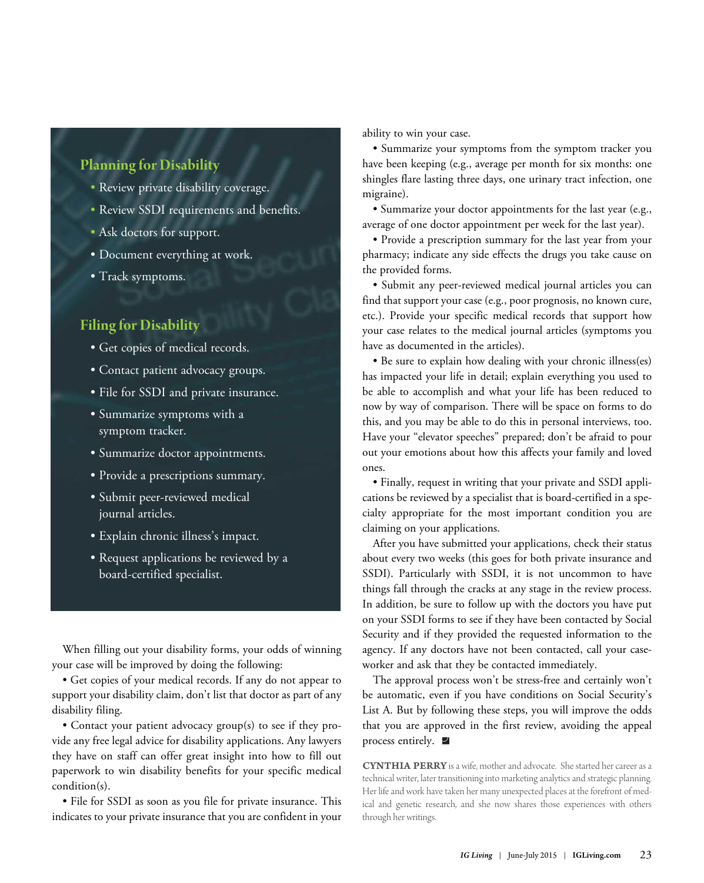## Planning for Disability

- Review private disability coverage.
- Review SSDI requirements and benefits.
- Ask doctors for support.
- Document everything at work.
- Track symptoms.

## Filing for Disability

- Get copies of medical records.
- Contact patient advocacy groups.
- File for SSDI and private insurance.
- Summarize symptoms with a symptom tracker.
- Summarize doctor appointments.
- Provide a prescriptions summary.
- Submit peer-reviewed medical journal articles.
- Explain chronic illness's impact.
- Request applications be reviewed by a board-certified specialist.

When filling out your disability forms, your odds of winning your case will be improved by doing the following:

• Get copies of your medical records. If any do not appear to support your disability claim, don't list that doctor as part of any disability filing.

• Contact your patient advocacy group(s) to see if they provide any free legal advice for disability applications. Any lawyers they have on staff can offer great insight into how to fill out paperwork to win disability benefits for your specific medical condition(s).

• File for SSDI as soon as you file for private insurance. This indicates to your private insurance that you are confident in your ability to win your case.

• Summarize your symptoms from the symptom tracker you have been keeping (e.g., average per month for six months: one shingles flare lasting three days, one urinary tract infection, one migraine).

• Summarize your doctor appointments for the last year (e.g., average of one doctor appointment per week for the last year).

• Provide a prescription summary for the last year from your pharmacy; indicate any side effects the drugs you take cause on the provided forms.

• Submit any peer-reviewed medical journal articles you can find that support your case (e.g., poor prognosis, no known cure, etc.). Provide your specific medical records that support how your case relates to the medical journal articles (symptoms you have as documented in the articles).

• Be sure to explain how dealing with your chronic illness(es) has impacted your life in detail; explain everything you used to be able to accomplish and what your life has been reduced to now by way of comparison. There will be space on forms to do this, and you may be able to do this in personal interviews, too. Have your "elevator speeches" prepared; don't be afraid to pour out your emotions about how this affects your family and loved ones.

• Finally, request in writing that your private and SSDI applications be reviewed by a specialist that is board-certified in a specialty appropriate for the most important condition you are claiming on your applications.

After you have submitted your applications, check their status about every two weeks (this goes for both private insurance and SSDI). Particularly with SSDI, it is not uncommon to have things fall through the cracks at any stage in the review process. In addition, be sure to follow up with the doctors you have put on your SSDI forms to see if they have been contacted by Social Security and if they provided the requested information to the agency. If any doctors have not been contacted, call your caseworker and ask that they be contacted immediately.

The approval process won't be stress-free and certainly won't be automatic, even if you have conditions on Social Security's List A. But by following these steps, you will improve the odds that you are approved in the first review, avoiding the appeal process entirely.

**CYNTHIA PERRY** is a wife, mother and advocate. She started her career as a technical writer, later transitioning into marketing analytics and strategic planning. Her life and work have taken her many unexpected places at the forefront of medical and genetic research, and she now shares those experiences with others through her writings.